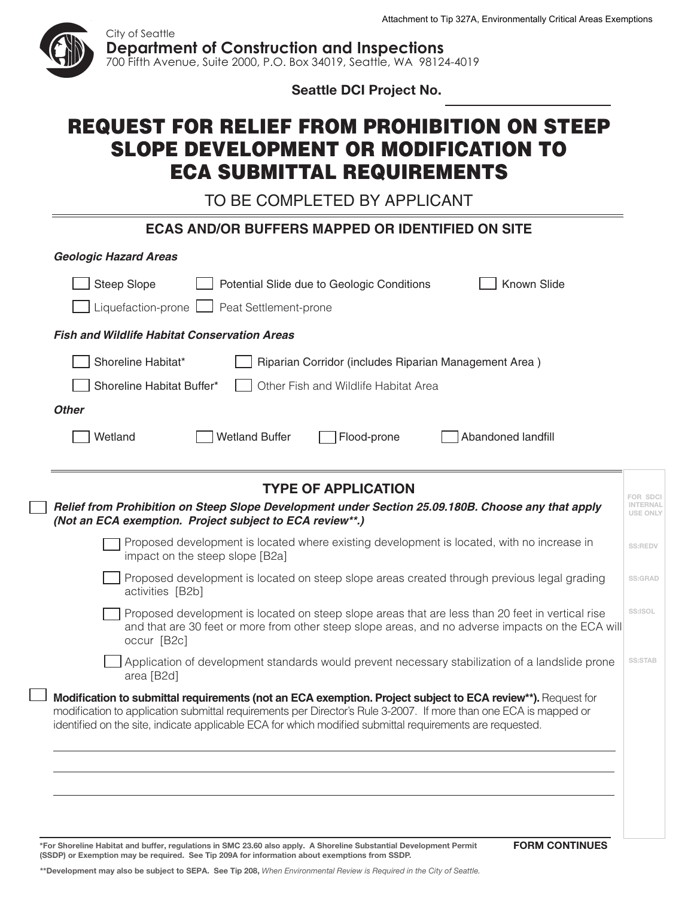Attachment to Tip 327A, Environmentally Critical Areas Exemptions

City of Seattle
**Department of Construction and Inspections**
700 Fifth Avenue, Suite 2000, P.O. Box 34019, Seattle, WA 98124-4019

**Seattle DCI Project No.** ____________________

# REQUEST FOR RELIEF FROM PROHIBITION ON STEEP SLOPE DEVELOPMENT OR MODIFICATION TO ECA SUBMITTAL REQUIREMENTS

TO BE COMPLETED BY APPLICANT

## ECAS AND/OR BUFFERS MAPPED OR IDENTIFIED ON SITE

***Geologic Hazard Areas***

- ☐ Steep Slope
- ☐ Potential Slide due to Geologic Conditions
- ☐ Known Slide
- ☐ Liquefaction-prone
- ☐ Peat Settlement-prone

***Fish and Wildlife Habitat Conservation Areas***

- ☐ Shoreline Habitat*
- ☐ Riparian Corridor (includes Riparian Management Area )
- ☐ Shoreline Habitat Buffer*
- ☐ Other Fish and Wildlife Habitat Area

***Other***

- ☐ Wetland
- ☐ Wetland Buffer
- ☐ Flood-prone
- ☐ Abandoned landfill

## TYPE OF APPLICATION

FOR SDCI INTERNAL USE ONLY

☐ ***Relief from Prohibition on Steep Slope Development under Section 25.09.180B. Choose any that apply (Not an ECA exemption. Project subject to ECA review**.)***

- ☐ Proposed development is located where existing development is located, with no increase in impact on the steep slope [B2a] — SS:REDV
- ☐ Proposed development is located on steep slope areas created through previous legal grading activities [B2b] — SS:GRAD
- ☐ Proposed development is located on steep slope areas that are less than 20 feet in vertical rise and that are 30 feet or more from other steep slope areas, and no adverse impacts on the ECA will occur [B2c] — SS:ISOL
- ☐ Application of development standards would prevent necessary stabilization of a landslide prone area [B2d] — SS:STAB

☐ **Modification to submittal requirements (not an ECA exemption. Project subject to ECA review\*\*).** Request for modification to application submittal requirements per Director's Rule 3-2007. If more than one ECA is mapped or identified on the site, indicate applicable ECA for which modified submittal requirements are requested.

______________________________________________________________________

______________________________________________________________________

______________________________________________________________________

**FORM CONTINUES**

**\*For Shoreline Habitat and buffer, regulations in SMC 23.60 also apply. A Shoreline Substantial Development Permit (SSDP) or Exemption may be required. See Tip 209A for information about exemptions from SSDP.**

**\*\*Development may also be subject to SEPA. See Tip 208,** *When Environmental Review is Required in the City of Seattle.*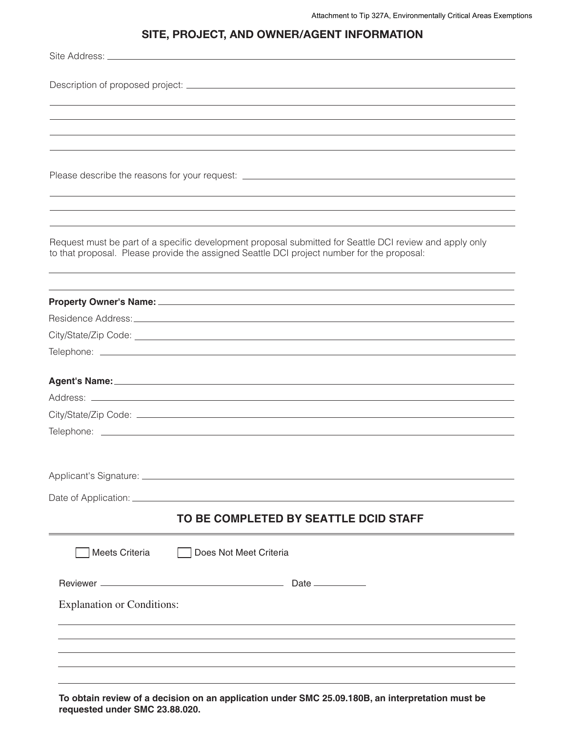Attachment to Tip 327A, Environmentally Critical Areas Exemptions

## SITE, PROJECT, AND OWNER/AGENT INFORMATION

Site Address: ______________________________________________

Description of proposed project: ______________________________________________

______________________________________________

______________________________________________

______________________________________________

______________________________________________

Please describe the reasons for your request: ______________________________________________

______________________________________________

______________________________________________

______________________________________________

Request must be part of a specific development proposal submitted for Seattle DCI review and apply only to that proposal. Please provide the assigned Seattle DCI project number for the proposal:

______________________________________________

______________________________________________

**Property Owner's Name:** ______________________________________________

Residence Address: ______________________________________________

City/State/Zip Code: ______________________________________________

Telephone: ______________________________________________

**Agent's Name:** ______________________________________________

Address: ______________________________________________

City/State/Zip Code: ______________________________________________

Telephone: ______________________________________________

Applicant's Signature: ______________________________________________

Date of Application: ______________________________________________

## TO BE COMPLETED BY SEATTLE DCID STAFF

☐ Meets Criteria ☐ Does Not Meet Criteria

Reviewer ______________________ Date ____________

Explanation or Conditions:

______________________________________________

______________________________________________

______________________________________________

______________________________________________

______________________________________________

**To obtain review of a decision on an application under SMC 25.09.180B, an interpretation must be requested under SMC 23.88.020.**